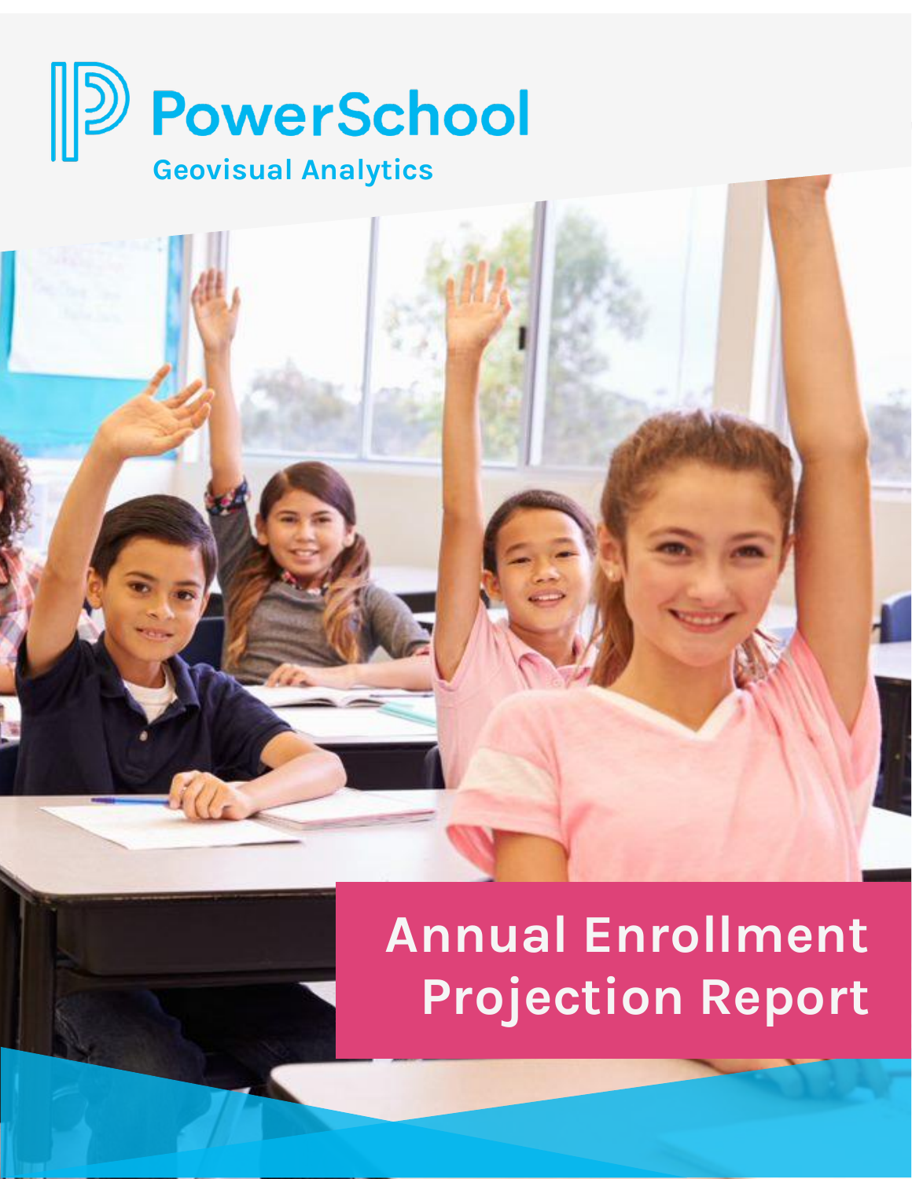PowerSchool

Geovisual Analytics

# Annual Enrollment Projection Report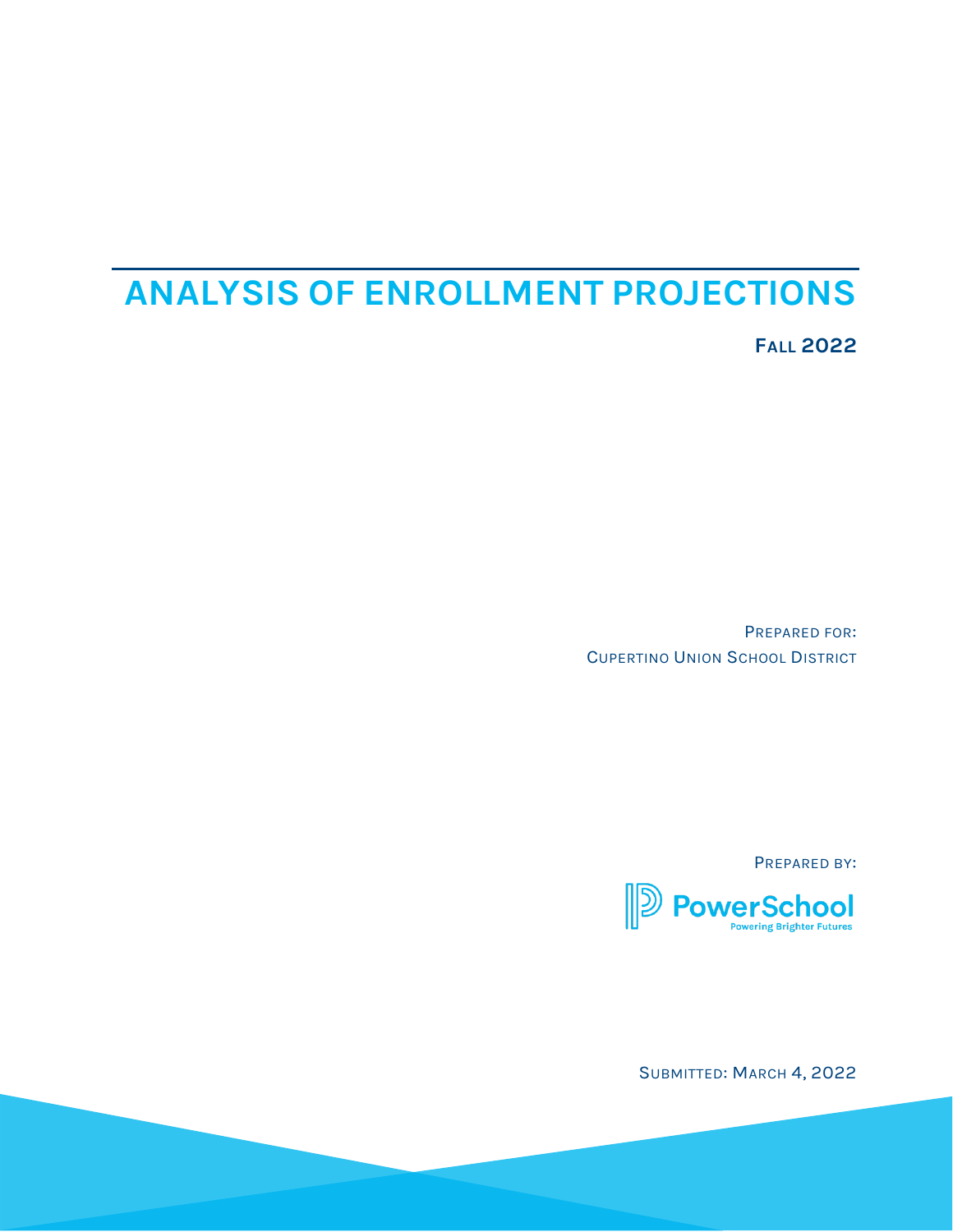# ANALYSIS OF ENROLLMENT PROJECTIONS

**FALL 2022**

PREPARED FOR:
CUPERTINO UNION SCHOOL DISTRICT

PREPARED BY:
PowerSchool
Powering Brighter Futures

SUBMITTED: MARCH 4, 2022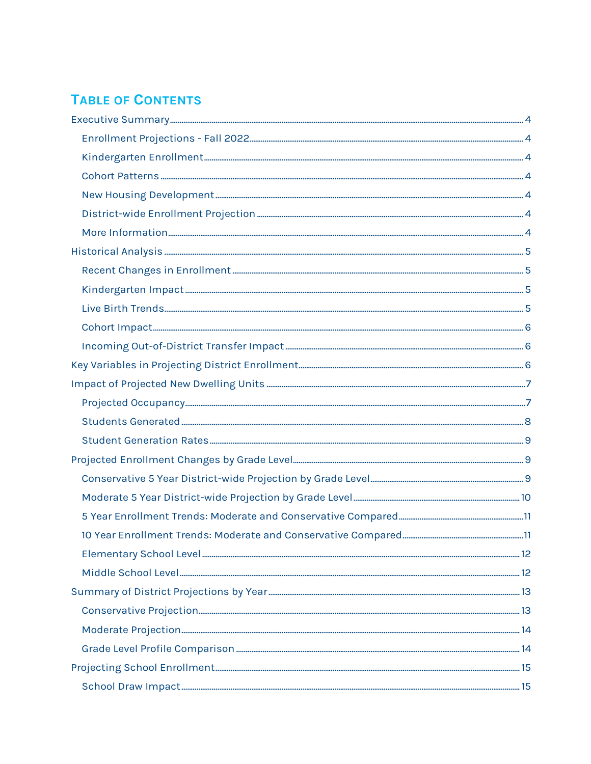## TABLE OF CONTENTS

Executive Summary ..... 4

- Enrollment Projections - Fall 2022 ..... 4
- Kindergarten Enrollment ..... 4
- Cohort Patterns ..... 4
- New Housing Development ..... 4
- District-wide Enrollment Projection ..... 4
- More Information ..... 4

Historical Analysis ..... 5

- Recent Changes in Enrollment ..... 5
- Kindergarten Impact ..... 5
- Live Birth Trends ..... 5
- Cohort Impact ..... 6
- Incoming Out-of-District Transfer Impact ..... 6

Key Variables in Projecting District Enrollment ..... 6

Impact of Projected New Dwelling Units ..... 7

- Projected Occupancy ..... 7
- Students Generated ..... 8
- Student Generation Rates ..... 9

Projected Enrollment Changes by Grade Level ..... 9

- Conservative 5 Year District-wide Projection by Grade Level ..... 9
- Moderate 5 Year District-wide Projection by Grade Level ..... 10
- 5 Year Enrollment Trends: Moderate and Conservative Compared ..... 11
- 10 Year Enrollment Trends: Moderate and Conservative Compared ..... 11
- Elementary School Level ..... 12
- Middle School Level ..... 12

Summary of District Projections by Year ..... 13

- Conservative Projection ..... 13
- Moderate Projection ..... 14
- Grade Level Profile Comparison ..... 14

Projecting School Enrollment ..... 15

- School Draw Impact ..... 15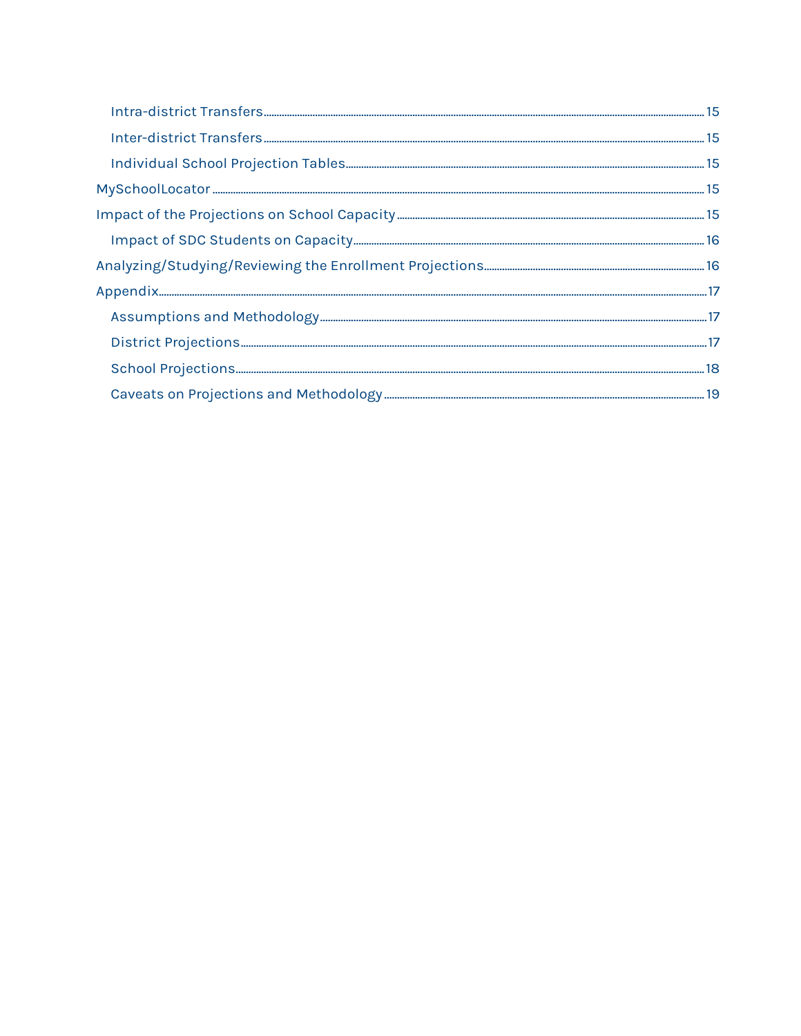- Intra-district Transfers ..... 15
- Inter-district Transfers ..... 15
- Individual School Projection Tables ..... 15

MySchoolLocator ..... 15

Impact of the Projections on School Capacity ..... 15

- Impact of SDC Students on Capacity ..... 16

Analyzing/Studying/Reviewing the Enrollment Projections ..... 16

Appendix ..... 17

- Assumptions and Methodology ..... 17
- District Projections ..... 17
- School Projections ..... 18
- Caveats on Projections and Methodology ..... 19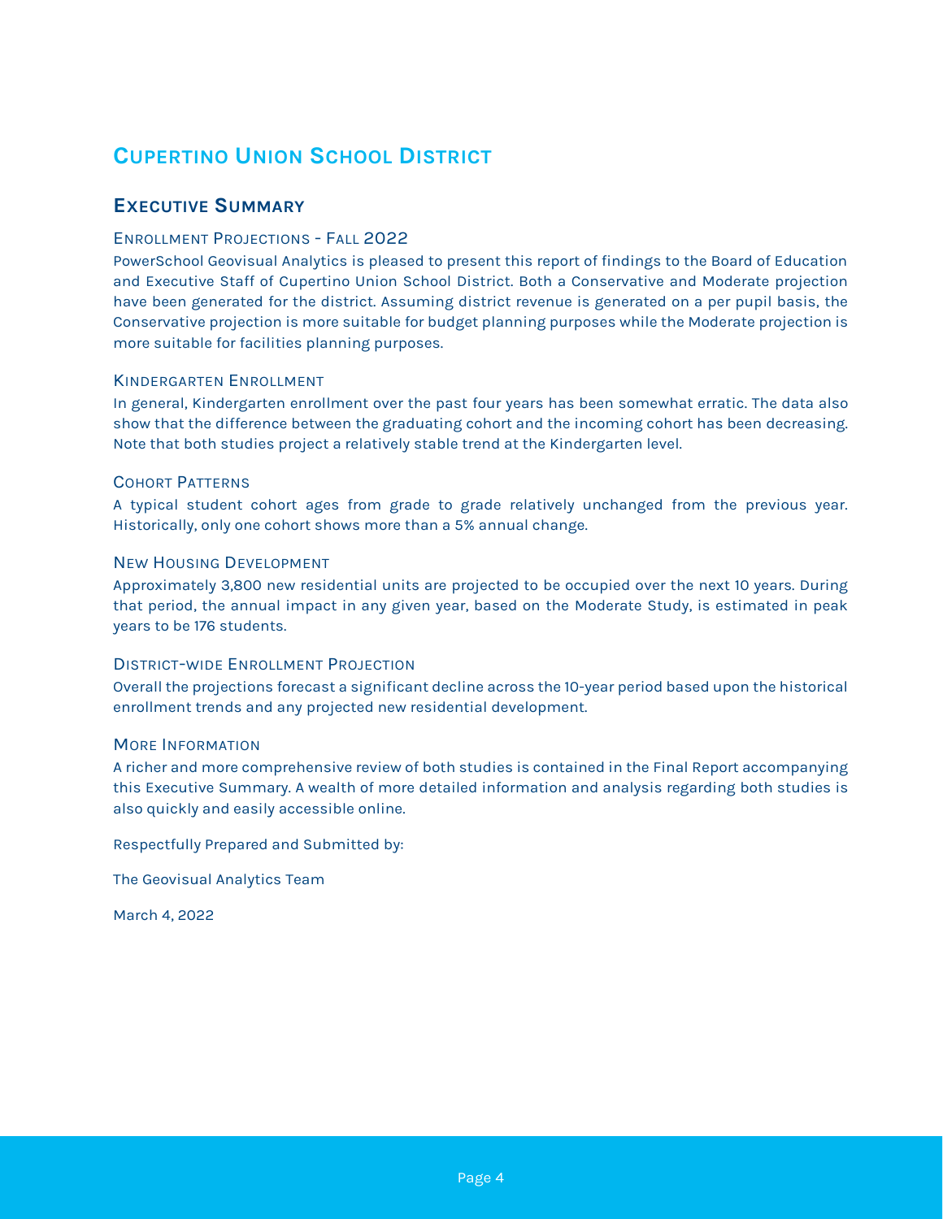# Cupertino Union School District

## Executive Summary

### Enrollment Projections - Fall 2022

PowerSchool Geovisual Analytics is pleased to present this report of findings to the Board of Education and Executive Staff of Cupertino Union School District. Both a Conservative and Moderate projection have been generated for the district. Assuming district revenue is generated on a per pupil basis, the Conservative projection is more suitable for budget planning purposes while the Moderate projection is more suitable for facilities planning purposes.

### Kindergarten Enrollment

In general, Kindergarten enrollment over the past four years has been somewhat erratic. The data also show that the difference between the graduating cohort and the incoming cohort has been decreasing. Note that both studies project a relatively stable trend at the Kindergarten level.

### Cohort Patterns

A typical student cohort ages from grade to grade relatively unchanged from the previous year. Historically, only one cohort shows more than a 5% annual change.

### New Housing Development

Approximately 3,800 new residential units are projected to be occupied over the next 10 years. During that period, the annual impact in any given year, based on the Moderate Study, is estimated in peak years to be 176 students.

### District-wide Enrollment Projection

Overall the projections forecast a significant decline across the 10-year period based upon the historical enrollment trends and any projected new residential development.

### More Information

A richer and more comprehensive review of both studies is contained in the Final Report accompanying this Executive Summary. A wealth of more detailed information and analysis regarding both studies is also quickly and easily accessible online.

Respectfully Prepared and Submitted by:

The Geovisual Analytics Team

March 4, 2022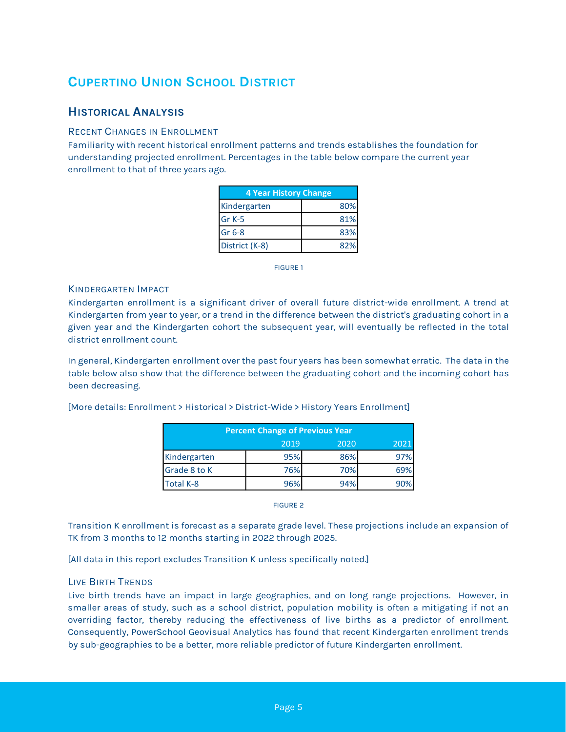# Cupertino Union School District

## Historical Analysis

### Recent Changes in Enrollment

Familiarity with recent historical enrollment patterns and trends establishes the foundation for understanding projected enrollment. Percentages in the table below compare the current year enrollment to that of three years ago.

| 4 Year History Change | |
|---|---|
| Kindergarten | 80% |
| Gr K-5 | 81% |
| Gr 6-8 | 83% |
| District (K-8) | 82% |

FIGURE 1

### Kindergarten Impact

Kindergarten enrollment is a significant driver of overall future district-wide enrollment. A trend at Kindergarten from year to year, or a trend in the difference between the district's graduating cohort in a given year and the Kindergarten cohort the subsequent year, will eventually be reflected in the total district enrollment count.

In general, Kindergarten enrollment over the past four years has been somewhat erratic. The data in the table below also show that the difference between the graduating cohort and the incoming cohort has been decreasing.

[More details: Enrollment > Historical > District-Wide > History Years Enrollment]

| Percent Change of Previous Year | | | |
|---|---|---|---|
| | 2019 | 2020 | 2021 |
| Kindergarten | 95% | 86% | 97% |
| Grade 8 to K | 76% | 70% | 69% |
| Total K-8 | 96% | 94% | 90% |

FIGURE 2

Transition K enrollment is forecast as a separate grade level. These projections include an expansion of TK from 3 months to 12 months starting in 2022 through 2025.

[All data in this report excludes Transition K unless specifically noted.]

### Live Birth Trends

Live birth trends have an impact in large geographies, and on long range projections. However, in smaller areas of study, such as a school district, population mobility is often a mitigating if not an overriding factor, thereby reducing the effectiveness of live births as a predictor of enrollment. Consequently, PowerSchool Geovisual Analytics has found that recent Kindergarten enrollment trends by sub-geographies to be a better, more reliable predictor of future Kindergarten enrollment.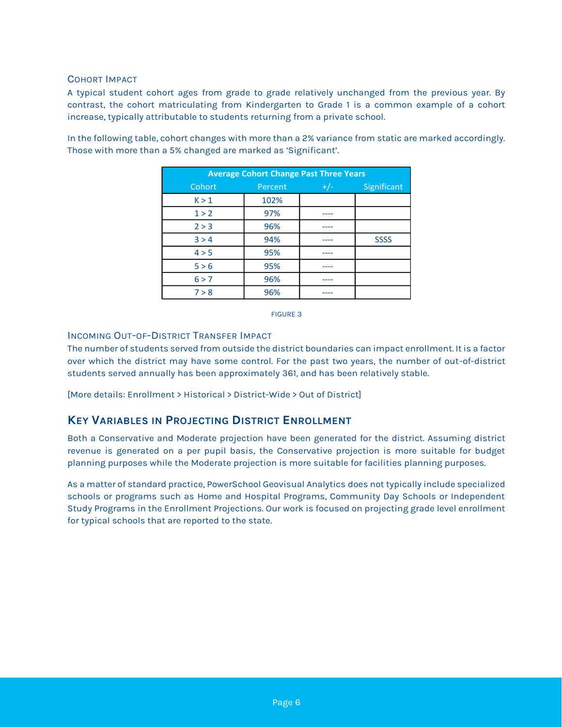### Cohort Impact

A typical student cohort ages from grade to grade relatively unchanged from the previous year. By contrast, the cohort matriculating from Kindergarten to Grade 1 is a common example of a cohort increase, typically attributable to students returning from a private school.

In the following table, cohort changes with more than a 2% variance from static are marked accordingly. Those with more than a 5% changed are marked as 'Significant'.

| Average Cohort Change Past Three Years | | | |
|---|---|---|---|
| Cohort | Percent | +/- | Significant |
| K > 1 | 102% | | |
| 1 > 2 | 97% | ---- | |
| 2 > 3 | 96% | ---- | |
| 3 > 4 | 94% | ---- | SSSS |
| 4 > 5 | 95% | ---- | |
| 5 > 6 | 95% | ---- | |
| 6 > 7 | 96% | ---- | |
| 7 > 8 | 96% | ---- | |

FIGURE 3

### Incoming Out-of-District Transfer Impact

The number of students served from outside the district boundaries can impact enrollment. It is a factor over which the district may have some control. For the past two years, the number of out-of-district students served annually has been approximately 361, and has been relatively stable.

[More details: Enrollment > Historical > District-Wide > Out of District]

## Key Variables in Projecting District Enrollment

Both a Conservative and Moderate projection have been generated for the district. Assuming district revenue is generated on a per pupil basis, the Conservative projection is more suitable for budget planning purposes while the Moderate projection is more suitable for facilities planning purposes.

As a matter of standard practice, PowerSchool Geovisual Analytics does not typically include specialized schools or programs such as Home and Hospital Programs, Community Day Schools or Independent Study Programs in the Enrollment Projections. Our work is focused on projecting grade level enrollment for typical schools that are reported to the state.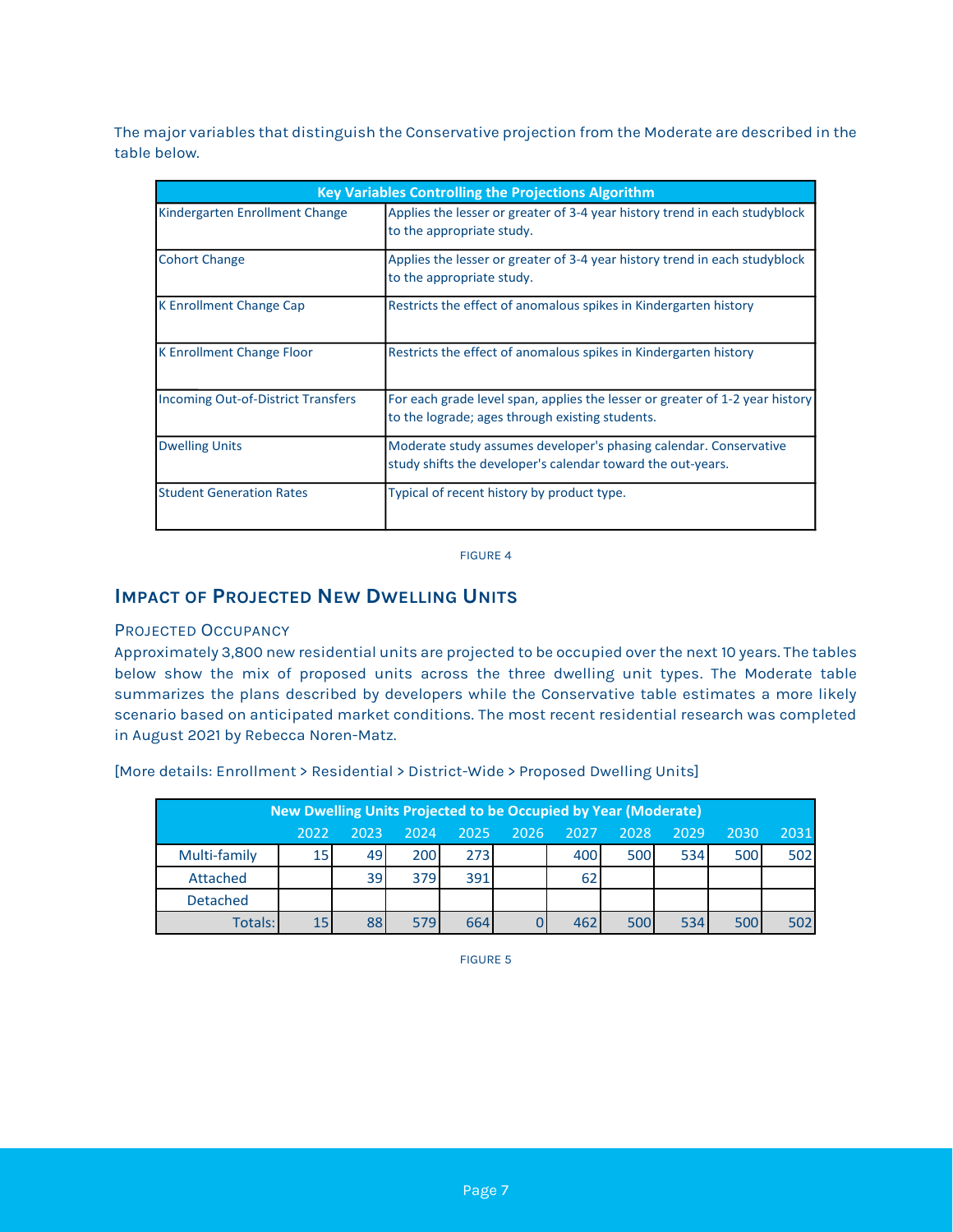The major variables that distinguish the Conservative projection from the Moderate are described in the table below.

| Key Variables Controlling the Projections Algorithm | |
|---|---|
| Kindergarten Enrollment Change | Applies the lesser or greater of 3-4 year history trend in each studyblock to the appropriate study. |
| Cohort Change | Applies the lesser or greater of 3-4 year history trend in each studyblock to the appropriate study. |
| K Enrollment Change Cap | Restricts the effect of anomalous spikes in Kindergarten history |
| K Enrollment Change Floor | Restricts the effect of anomalous spikes in Kindergarten history |
| Incoming Out-of-District Transfers | For each grade level span, applies the lesser or greater of 1-2 year history to the lograde; ages through existing students. |
| Dwelling Units | Moderate study assumes developer's phasing calendar. Conservative study shifts the developer's calendar toward the out-years. |
| Student Generation Rates | Typical of recent history by product type. |

FIGURE 4

## Impact of Projected New Dwelling Units

### Projected Occupancy

Approximately 3,800 new residential units are projected to be occupied over the next 10 years. The tables below show the mix of proposed units across the three dwelling unit types. The Moderate table summarizes the plans described by developers while the Conservative table estimates a more likely scenario based on anticipated market conditions. The most recent residential research was completed in August 2021 by Rebecca Noren-Matz.

[More details: Enrollment > Residential > District-Wide > Proposed Dwelling Units]

| New Dwelling Units Projected to be Occupied by Year (Moderate) | | | | | | | | | | |
|---|---|---|---|---|---|---|---|---|---|---|
| | 2022 | 2023 | 2024 | 2025 | 2026 | 2027 | 2028 | 2029 | 2030 | 2031 |
| Multi-family | 15 | 49 | 200 | 273 | | 400 | 500 | 534 | 500 | 502 |
| Attached | | 39 | 379 | 391 | | 62 | | | | |
| Detached | | | | | | | | | | |
| Totals: | 15 | 88 | 579 | 664 | 0 | 462 | 500 | 534 | 500 | 502 |

FIGURE 5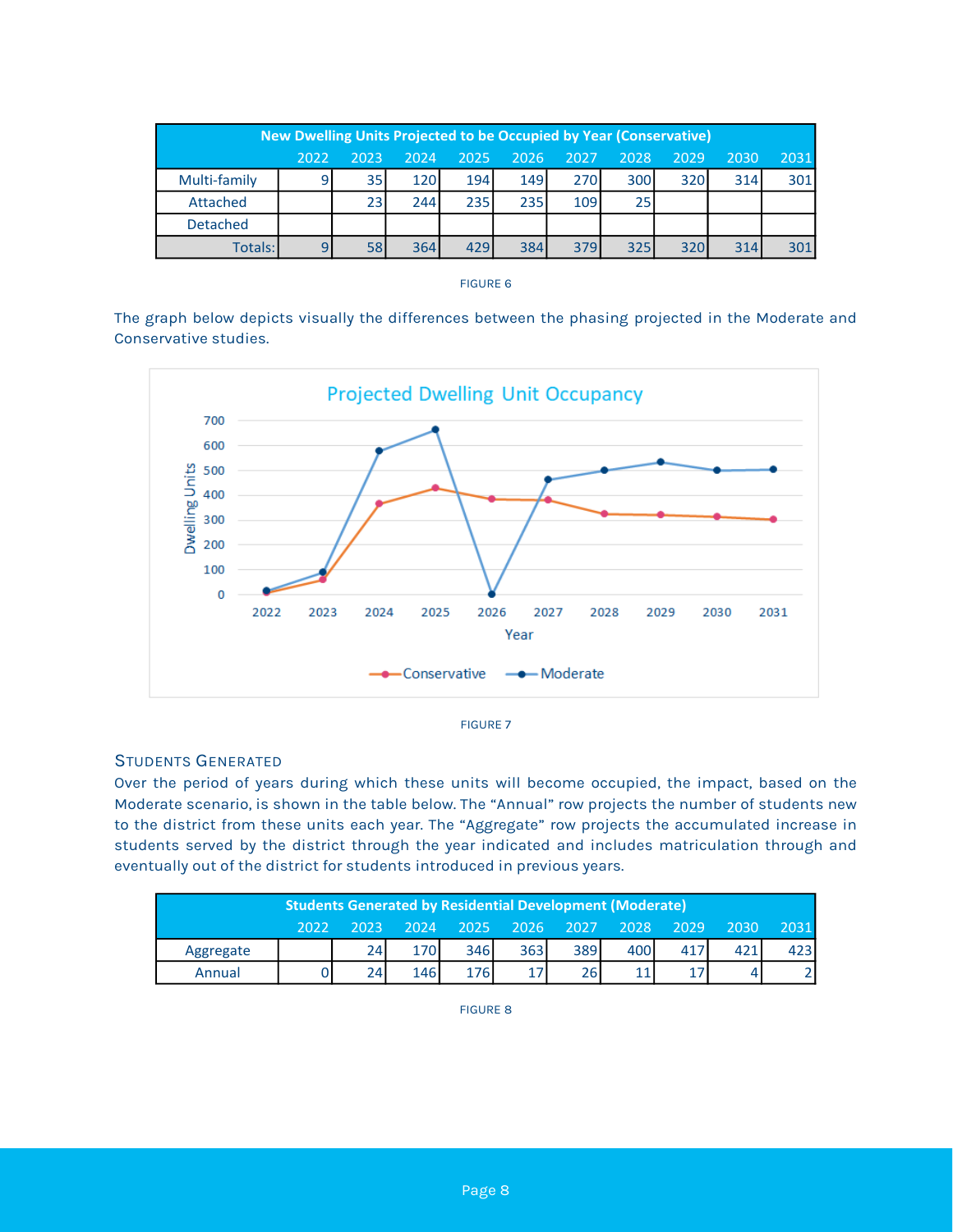| New Dwelling Units Projected to be Occupied by Year (Conservative) | | | | | | | | | | |
|---|---|---|---|---|---|---|---|---|---|---|
| | 2022 | 2023 | 2024 | 2025 | 2026 | 2027 | 2028 | 2029 | 2030 | 2031 |
| Multi-family | 9 | 35 | 120 | 194 | 149 | 270 | 300 | 320 | 314 | 301 |
| Attached | | 23 | 244 | 235 | 235 | 109 | 25 | | | |
| Detached | | | | | | | | | | |
| Totals: | 9 | 58 | 364 | 429 | 384 | 379 | 325 | 320 | 314 | 301 |

FIGURE 6

The graph below depicts visually the differences between the phasing projected in the Moderate and Conservative studies.

FIGURE 7

## STUDENTS GENERATED

Over the period of years during which these units will become occupied, the impact, based on the Moderate scenario, is shown in the table below. The “Annual” row projects the number of students new to the district from these units each year. The “Aggregate” row projects the accumulated increase in students served by the district through the year indicated and includes matriculation through and eventually out of the district for students introduced in previous years.

| Students Generated by Residential Development (Moderate) | | | | | | | | | | |
|---|---|---|---|---|---|---|---|---|---|---|
| | 2022 | 2023 | 2024 | 2025 | 2026 | 2027 | 2028 | 2029 | 2030 | 2031 |
| Aggregate | | 24 | 170 | 346 | 363 | 389 | 400 | 417 | 421 | 423 |
| Annual | 0 | 24 | 146 | 176 | 17 | 26 | 11 | 17 | 4 | 2 |

FIGURE 8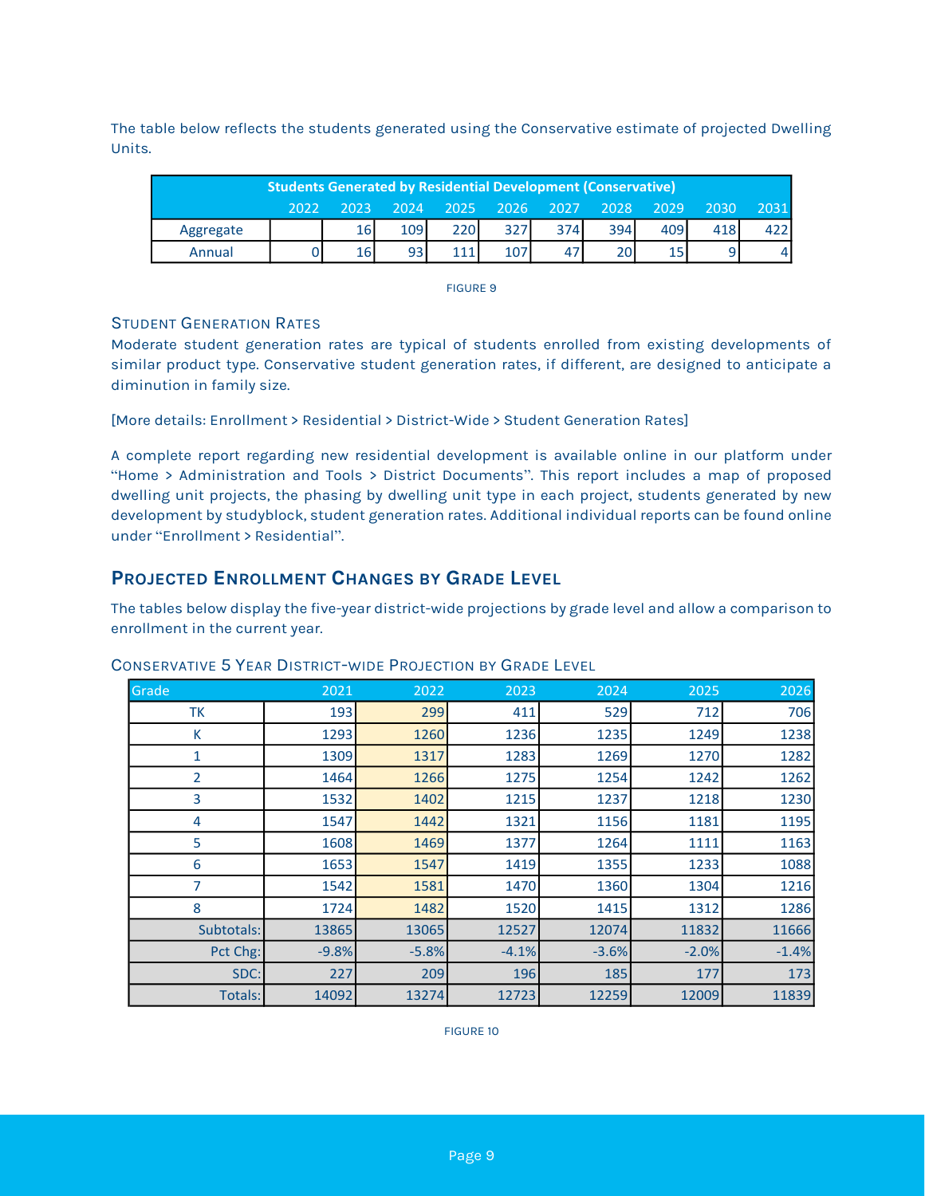The table below reflects the students generated using the Conservative estimate of projected Dwelling Units.

| Students Generated by Residential Development (Conservative) | | | | | | | | | | |
|---|---|---|---|---|---|---|---|---|---|---|
| | 2022 | 2023 | 2024 | 2025 | 2026 | 2027 | 2028 | 2029 | 2030 | 2031 |
| Aggregate | | 16 | 109 | 220 | 327 | 374 | 394 | 409 | 418 | 422 |
| Annual | 0 | 16 | 93 | 111 | 107 | 47 | 20 | 15 | 9 | 4 |

FIGURE 9

### Student Generation Rates

Moderate student generation rates are typical of students enrolled from existing developments of similar product type. Conservative student generation rates, if different, are designed to anticipate a diminution in family size.

[More details: Enrollment > Residential > District-Wide > Student Generation Rates]

A complete report regarding new residential development is available online in our platform under "Home > Administration and Tools > District Documents". This report includes a map of proposed dwelling unit projects, the phasing by dwelling unit type in each project, students generated by new development by studyblock, student generation rates. Additional individual reports can be found online under "Enrollment > Residential".

## Projected Enrollment Changes by Grade Level

The tables below display the five-year district-wide projections by grade level and allow a comparison to enrollment in the current year.

### Conservative 5 Year District-wide Projection by Grade Level

| Grade | 2021 | 2022 | 2023 | 2024 | 2025 | 2026 |
|---|---|---|---|---|---|---|
| TK | 193 | 299 | 411 | 529 | 712 | 706 |
| K | 1293 | 1260 | 1236 | 1235 | 1249 | 1238 |
| 1 | 1309 | 1317 | 1283 | 1269 | 1270 | 1282 |
| 2 | 1464 | 1266 | 1275 | 1254 | 1242 | 1262 |
| 3 | 1532 | 1402 | 1215 | 1237 | 1218 | 1230 |
| 4 | 1547 | 1442 | 1321 | 1156 | 1181 | 1195 |
| 5 | 1608 | 1469 | 1377 | 1264 | 1111 | 1163 |
| 6 | 1653 | 1547 | 1419 | 1355 | 1233 | 1088 |
| 7 | 1542 | 1581 | 1470 | 1360 | 1304 | 1216 |
| 8 | 1724 | 1482 | 1520 | 1415 | 1312 | 1286 |
| Subtotals: | 13865 | 13065 | 12527 | 12074 | 11832 | 11666 |
| Pct Chg: | -9.8% | -5.8% | -4.1% | -3.6% | -2.0% | -1.4% |
| SDC: | 227 | 209 | 196 | 185 | 177 | 173 |
| Totals: | 14092 | 13274 | 12723 | 12259 | 12009 | 11839 |

FIGURE 10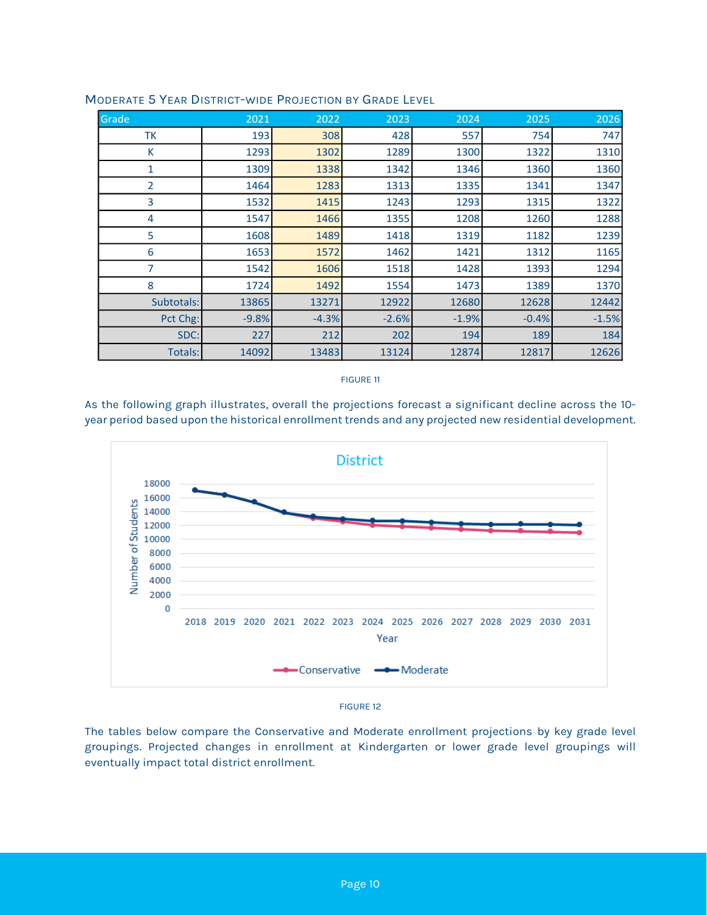### Moderate 5 Year District-wide Projection by Grade Level

| Grade | 2021 | 2022 | 2023 | 2024 | 2025 | 2026 |
|---|---|---|---|---|---|---|
| TK | 193 | 308 | 428 | 557 | 754 | 747 |
| K | 1293 | 1302 | 1289 | 1300 | 1322 | 1310 |
| 1 | 1309 | 1338 | 1342 | 1346 | 1360 | 1360 |
| 2 | 1464 | 1283 | 1313 | 1335 | 1341 | 1347 |
| 3 | 1532 | 1415 | 1243 | 1293 | 1315 | 1322 |
| 4 | 1547 | 1466 | 1355 | 1208 | 1260 | 1288 |
| 5 | 1608 | 1489 | 1418 | 1319 | 1182 | 1239 |
| 6 | 1653 | 1572 | 1462 | 1421 | 1312 | 1165 |
| 7 | 1542 | 1606 | 1518 | 1428 | 1393 | 1294 |
| 8 | 1724 | 1492 | 1554 | 1473 | 1389 | 1370 |
| Subtotals: | 13865 | 13271 | 12922 | 12680 | 12628 | 12442 |
| Pct Chg: | -9.8% | -4.3% | -2.6% | -1.9% | -0.4% | -1.5% |
| SDC: | 227 | 212 | 202 | 194 | 189 | 184 |
| Totals: | 14092 | 13483 | 13124 | 12874 | 12817 | 12626 |

FIGURE 11

As the following graph illustrates, overall the projections forecast a significant decline across the 10-year period based upon the historical enrollment trends and any projected new residential development.

FIGURE 12

The tables below compare the Conservative and Moderate enrollment projections by key grade level groupings. Projected changes in enrollment at Kindergarten or lower grade level groupings will eventually impact total district enrollment.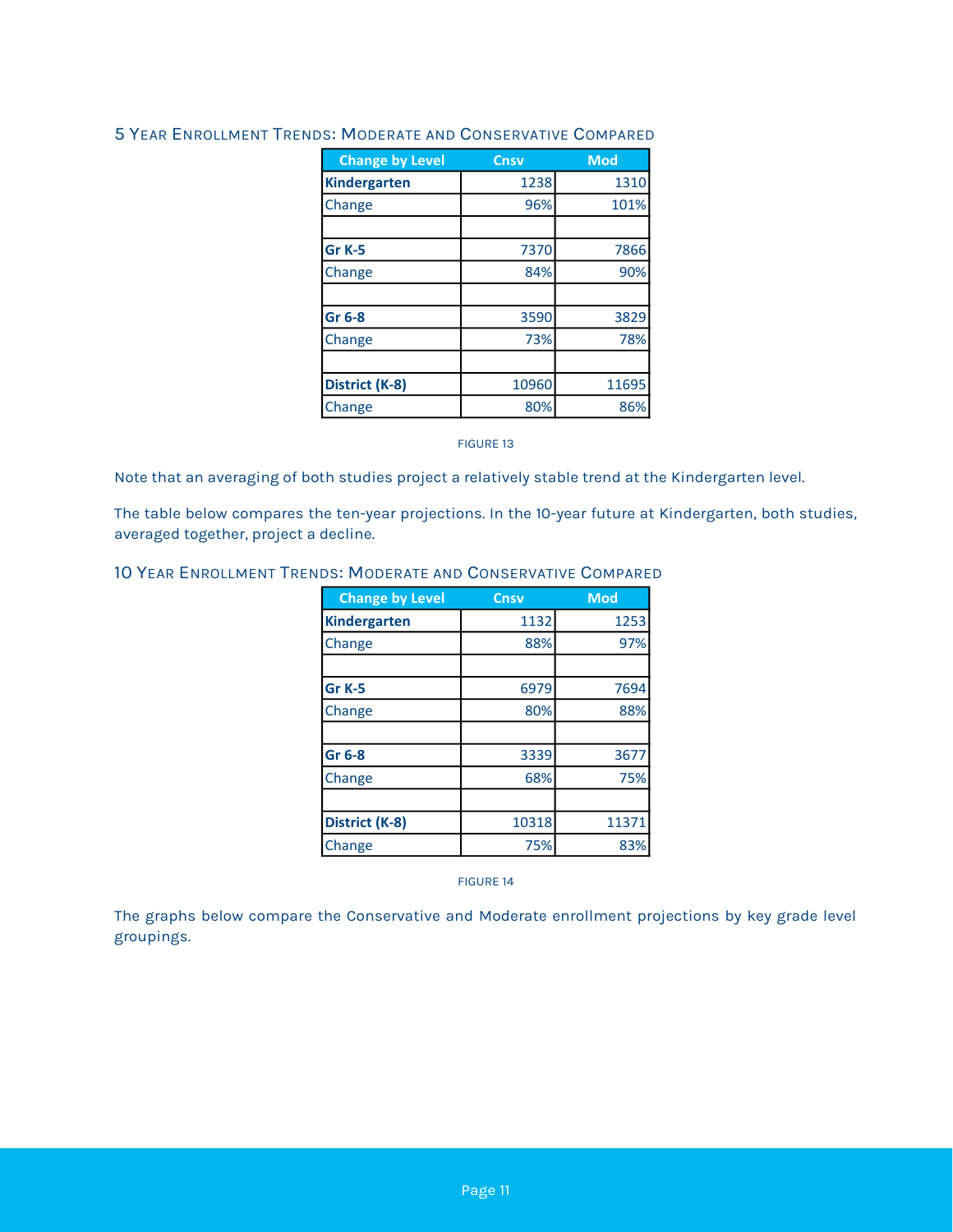### 5 Year Enrollment Trends: Moderate and Conservative Compared

| Change by Level | Cnsv | Mod |
|---|---|---|
| **Kindergarten** | 1238 | 1310 |
| Change | 96% | 101% |
| | | |
| **Gr K-5** | 7370 | 7866 |
| Change | 84% | 90% |
| | | |
| **Gr 6-8** | 3590 | 3829 |
| Change | 73% | 78% |
| | | |
| **District (K-8)** | 10960 | 11695 |
| Change | 80% | 86% |

FIGURE 13

Note that an averaging of both studies project a relatively stable trend at the Kindergarten level.

The table below compares the ten-year projections. In the 10-year future at Kindergarten, both studies, averaged together, project a decline.

### 10 Year Enrollment Trends: Moderate and Conservative Compared

| Change by Level | Cnsv | Mod |
|---|---|---|
| **Kindergarten** | 1132 | 1253 |
| Change | 88% | 97% |
| | | |
| **Gr K-5** | 6979 | 7694 |
| Change | 80% | 88% |
| | | |
| **Gr 6-8** | 3339 | 3677 |
| Change | 68% | 75% |
| | | |
| **District (K-8)** | 10318 | 11371 |
| Change | 75% | 83% |

FIGURE 14

The graphs below compare the Conservative and Moderate enrollment projections by key grade level groupings.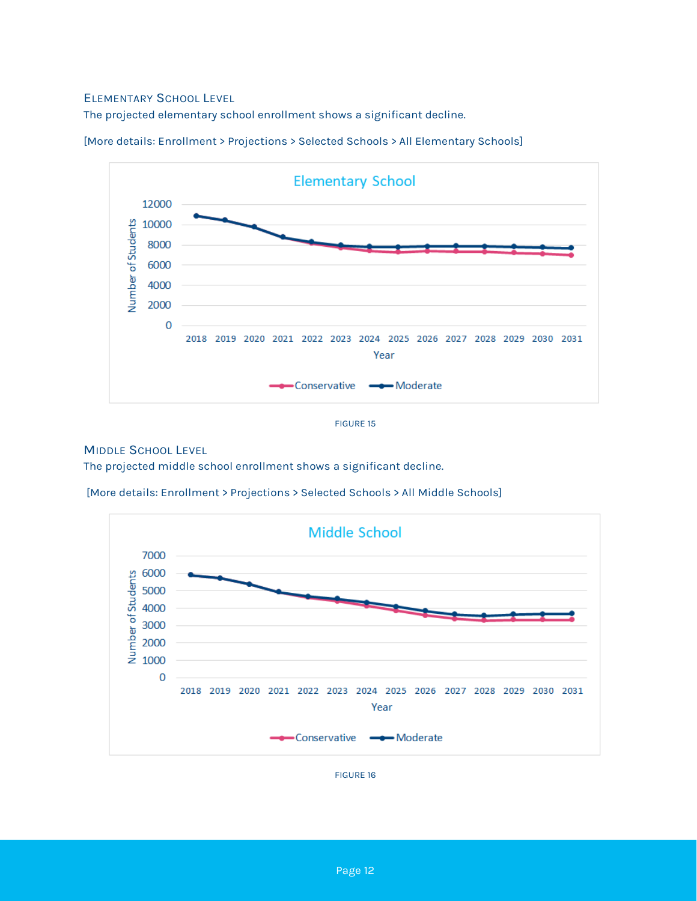### Elementary School Level

The projected elementary school enrollment shows a significant decline.

[More details: Enrollment > Projections > Selected Schools > All Elementary Schools]

FIGURE 15

### Middle School Level

The projected middle school enrollment shows a significant decline.

[More details: Enrollment > Projections > Selected Schools > All Middle Schools]

FIGURE 16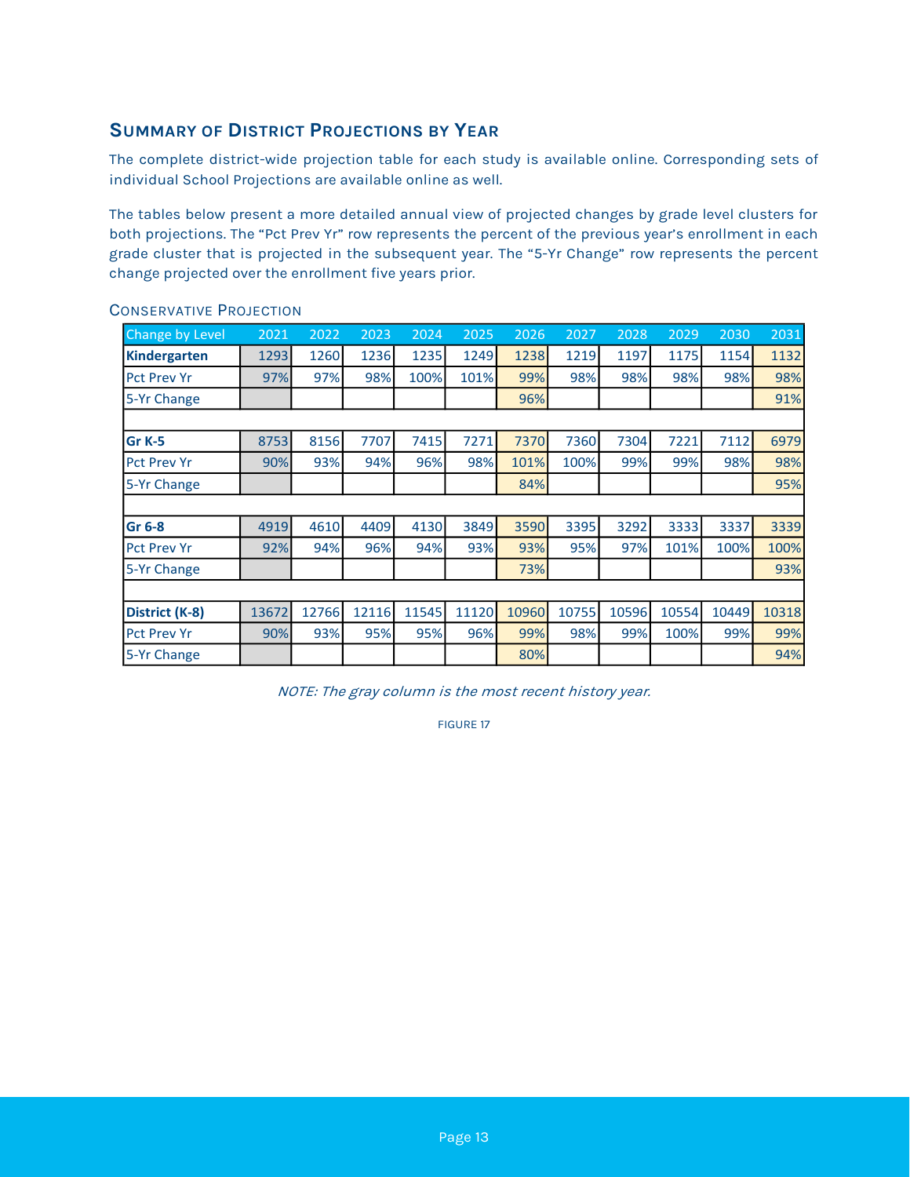## Summary of District Projections by Year

The complete district-wide projection table for each study is available online. Corresponding sets of individual School Projections are available online as well.

The tables below present a more detailed annual view of projected changes by grade level clusters for both projections. The "Pct Prev Yr" row represents the percent of the previous year's enrollment in each grade cluster that is projected in the subsequent year. The "5-Yr Change" row represents the percent change projected over the enrollment five years prior.

### Conservative Projection

| Change by Level | 2021 | 2022 | 2023 | 2024 | 2025 | 2026 | 2027 | 2028 | 2029 | 2030 | 2031 |
|---|---|---|---|---|---|---|---|---|---|---|---|
| **Kindergarten** | 1293 | 1260 | 1236 | 1235 | 1249 | 1238 | 1219 | 1197 | 1175 | 1154 | 1132 |
| Pct Prev Yr | 97% | 97% | 98% | 100% | 101% | 99% | 98% | 98% | 98% | 98% | 98% |
| 5-Yr Change | | | | | | 96% | | | | | 91% |
| | | | | | | | | | | | |
| **Gr K-5** | 8753 | 8156 | 7707 | 7415 | 7271 | 7370 | 7360 | 7304 | 7221 | 7112 | 6979 |
| Pct Prev Yr | 90% | 93% | 94% | 96% | 98% | 101% | 100% | 99% | 99% | 98% | 98% |
| 5-Yr Change | | | | | | 84% | | | | | 95% |
| | | | | | | | | | | | |
| **Gr 6-8** | 4919 | 4610 | 4409 | 4130 | 3849 | 3590 | 3395 | 3292 | 3333 | 3337 | 3339 |
| Pct Prev Yr | 92% | 94% | 96% | 94% | 93% | 93% | 95% | 97% | 101% | 100% | 100% |
| 5-Yr Change | | | | | | 73% | | | | | 93% |
| | | | | | | | | | | | |
| **District (K-8)** | 13672 | 12766 | 12116 | 11545 | 11120 | 10960 | 10755 | 10596 | 10554 | 10449 | 10318 |
| Pct Prev Yr | 90% | 93% | 95% | 95% | 96% | 99% | 98% | 99% | 100% | 99% | 99% |
| 5-Yr Change | | | | | | 80% | | | | | 94% |

*NOTE: The gray column is the most recent history year.*

FIGURE 17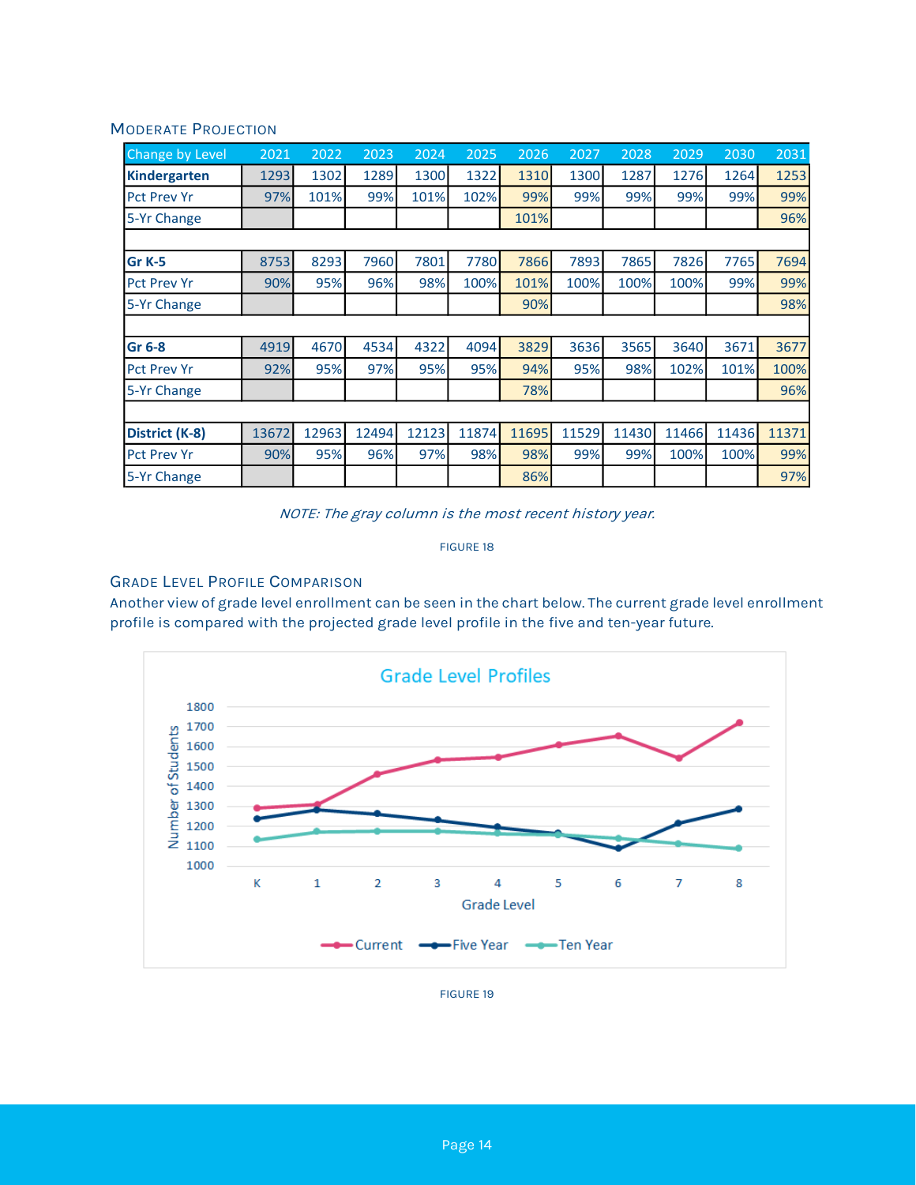### Moderate Projection

| Change by Level | 2021 | 2022 | 2023 | 2024 | 2025 | 2026 | 2027 | 2028 | 2029 | 2030 | 2031 |
|---|---|---|---|---|---|---|---|---|---|---|---|
| **Kindergarten** | 1293 | 1302 | 1289 | 1300 | 1322 | 1310 | 1300 | 1287 | 1276 | 1264 | 1253 |
| Pct Prev Yr | 97% | 101% | 99% | 101% | 102% | 99% | 99% | 99% | 99% | 99% | 99% |
| 5-Yr Change | | | | | | 101% | | | | | 96% |
| | | | | | | | | | | | |
| **Gr K-5** | 8753 | 8293 | 7960 | 7801 | 7780 | 7866 | 7893 | 7865 | 7826 | 7765 | 7694 |
| Pct Prev Yr | 90% | 95% | 96% | 98% | 100% | 101% | 100% | 100% | 100% | 99% | 99% |
| 5-Yr Change | | | | | | 90% | | | | | 98% |
| | | | | | | | | | | | |
| **Gr 6-8** | 4919 | 4670 | 4534 | 4322 | 4094 | 3829 | 3636 | 3565 | 3640 | 3671 | 3677 |
| Pct Prev Yr | 92% | 95% | 97% | 95% | 95% | 94% | 95% | 98% | 102% | 101% | 100% |
| 5-Yr Change | | | | | | 78% | | | | | 96% |
| | | | | | | | | | | | |
| **District (K-8)** | 13672 | 12963 | 12494 | 12123 | 11874 | 11695 | 11529 | 11430 | 11466 | 11436 | 11371 |
| Pct Prev Yr | 90% | 95% | 96% | 97% | 98% | 98% | 99% | 99% | 100% | 100% | 99% |
| 5-Yr Change | | | | | | 86% | | | | | 97% |

*NOTE: The gray column is the most recent history year.*

FIGURE 18

### Grade Level Profile Comparison

Another view of grade level enrollment can be seen in the chart below. The current grade level enrollment profile is compared with the projected grade level profile in the five and ten-year future.

FIGURE 19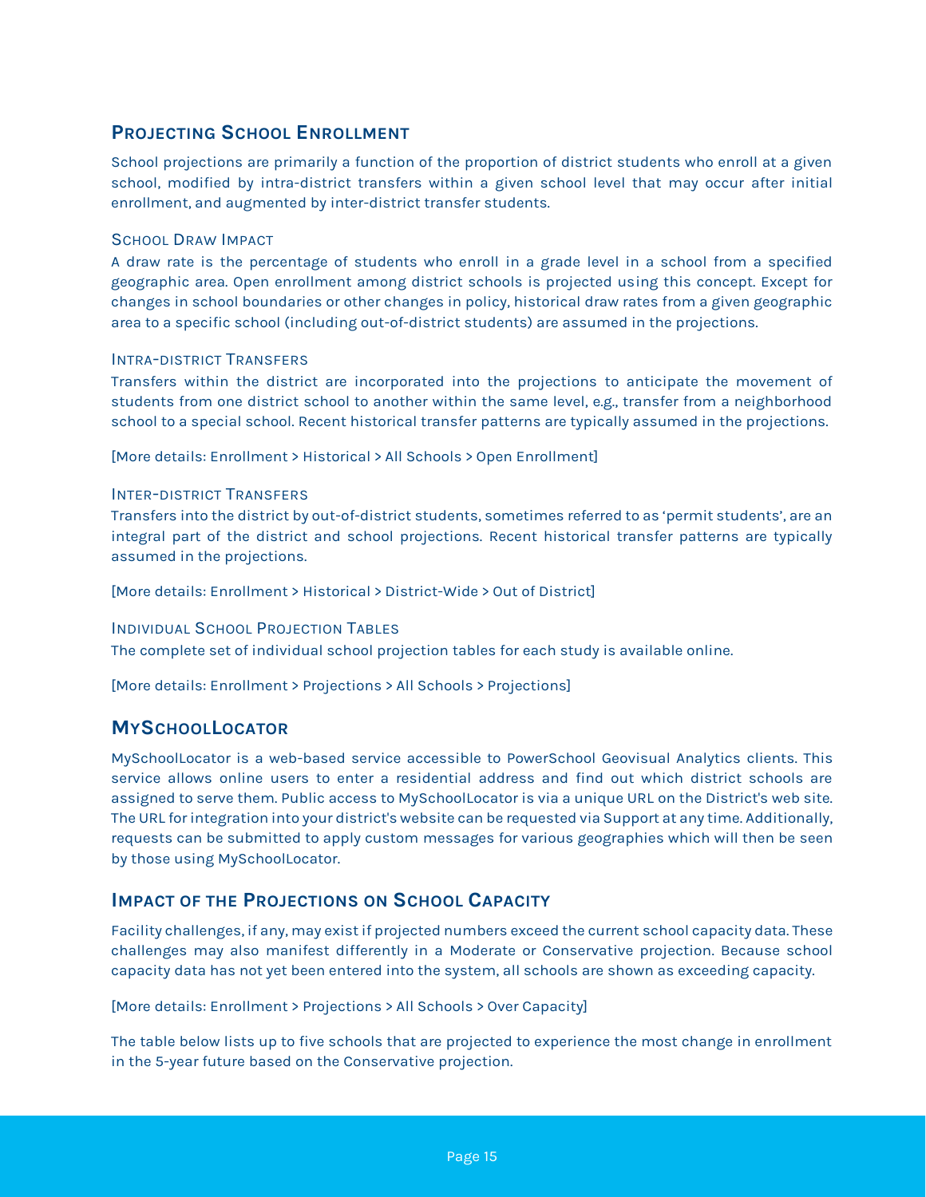## Projecting School Enrollment

School projections are primarily a function of the proportion of district students who enroll at a given school, modified by intra-district transfers within a given school level that may occur after initial enrollment, and augmented by inter-district transfer students.

### School Draw Impact

A draw rate is the percentage of students who enroll in a grade level in a school from a specified geographic area. Open enrollment among district schools is projected using this concept. Except for changes in school boundaries or other changes in policy, historical draw rates from a given geographic area to a specific school (including out-of-district students) are assumed in the projections.

### Intra-district Transfers

Transfers within the district are incorporated into the projections to anticipate the movement of students from one district school to another within the same level, e.g., transfer from a neighborhood school to a special school. Recent historical transfer patterns are typically assumed in the projections.

[More details: Enrollment > Historical > All Schools > Open Enrollment]

### Inter-district Transfers

Transfers into the district by out-of-district students, sometimes referred to as 'permit students', are an integral part of the district and school projections. Recent historical transfer patterns are typically assumed in the projections.

[More details: Enrollment > Historical > District-Wide > Out of District]

### Individual School Projection Tables

The complete set of individual school projection tables for each study is available online.

[More details: Enrollment > Projections > All Schools > Projections]

## MySchoolLocator

MySchoolLocator is a web-based service accessible to PowerSchool Geovisual Analytics clients. This service allows online users to enter a residential address and find out which district schools are assigned to serve them. Public access to MySchoolLocator is via a unique URL on the District's web site. The URL for integration into your district's website can be requested via Support at any time. Additionally, requests can be submitted to apply custom messages for various geographies which will then be seen by those using MySchoolLocator.

## Impact of the Projections on School Capacity

Facility challenges, if any, may exist if projected numbers exceed the current school capacity data. These challenges may also manifest differently in a Moderate or Conservative projection. Because school capacity data has not yet been entered into the system, all schools are shown as exceeding capacity.

[More details: Enrollment > Projections > All Schools > Over Capacity]

The table below lists up to five schools that are projected to experience the most change in enrollment in the 5-year future based on the Conservative projection.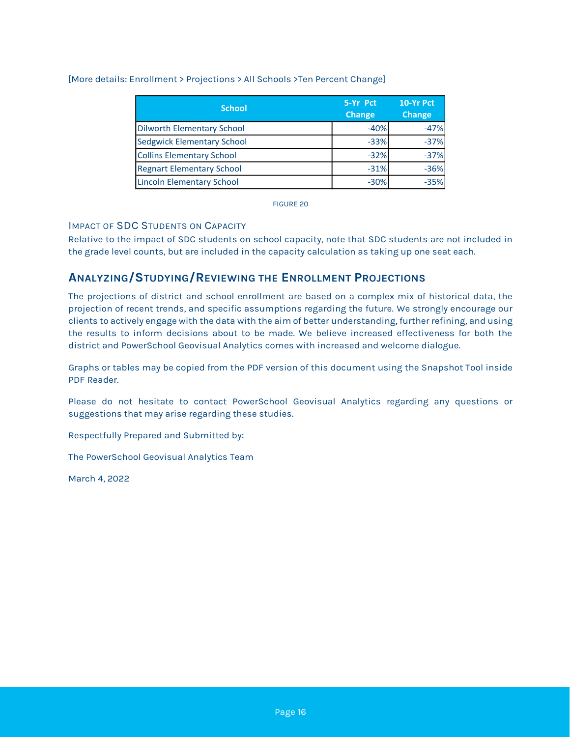[More details: Enrollment > Projections > All Schools >Ten Percent Change]

| School | 5-Yr Pct Change | 10-Yr Pct Change |
|---|---|---|
| Dilworth Elementary School | -40% | -47% |
| Sedgwick Elementary School | -33% | -37% |
| Collins Elementary School | -32% | -37% |
| Regnart Elementary School | -31% | -36% |
| Lincoln Elementary School | -30% | -35% |

FIGURE 20

### Impact of SDC Students on Capacity

Relative to the impact of SDC students on school capacity, note that SDC students are not included in the grade level counts, but are included in the capacity calculation as taking up one seat each.

## Analyzing/Studying/Reviewing the Enrollment Projections

The projections of district and school enrollment are based on a complex mix of historical data, the projection of recent trends, and specific assumptions regarding the future. We strongly encourage our clients to actively engage with the data with the aim of better understanding, further refining, and using the results to inform decisions about to be made. We believe increased effectiveness for both the district and PowerSchool Geovisual Analytics comes with increased and welcome dialogue.

Graphs or tables may be copied from the PDF version of this document using the Snapshot Tool inside PDF Reader.

Please do not hesitate to contact PowerSchool Geovisual Analytics regarding any questions or suggestions that may arise regarding these studies.

Respectfully Prepared and Submitted by:

The PowerSchool Geovisual Analytics Team

March 4, 2022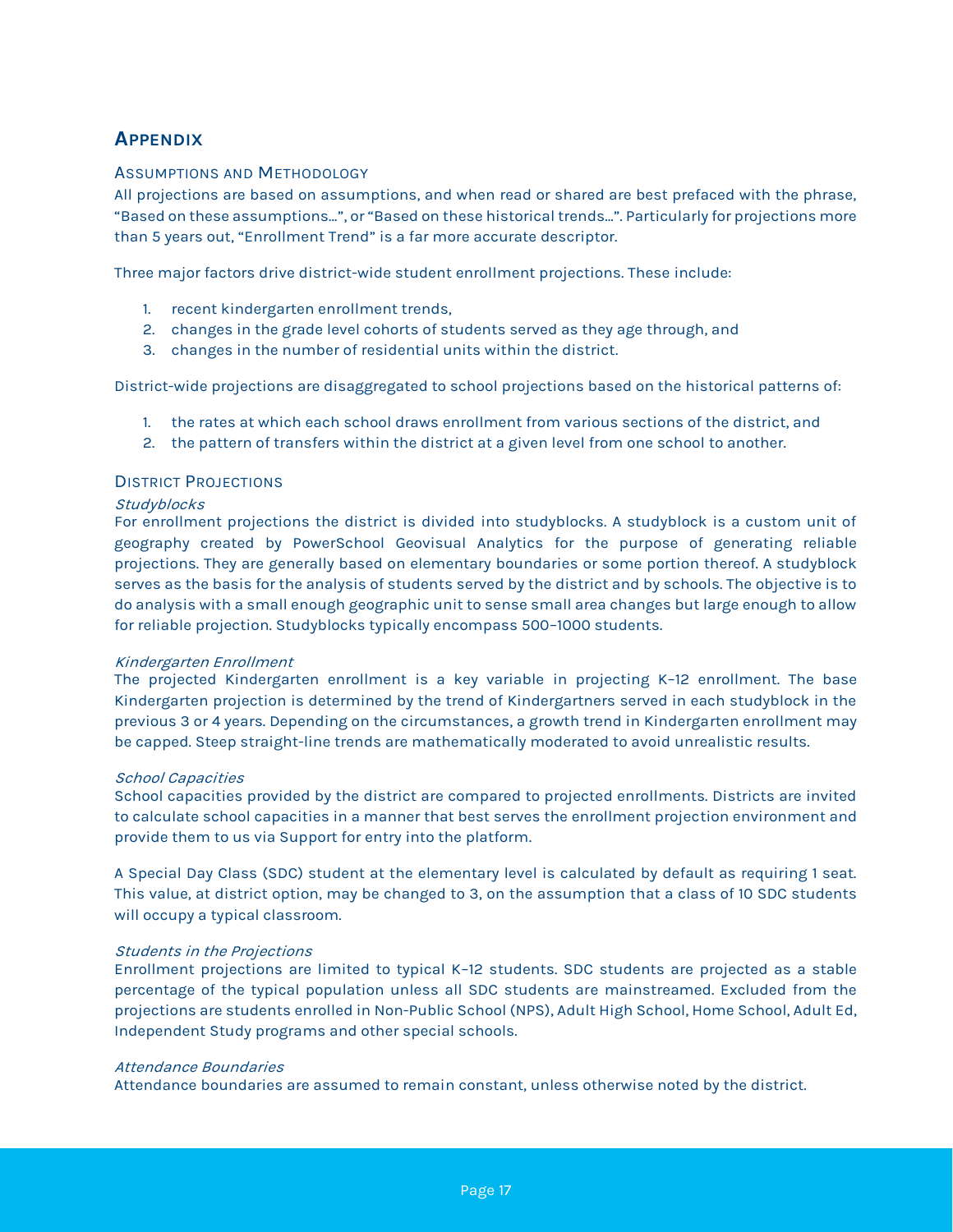## Appendix

### Assumptions and Methodology

All projections are based on assumptions, and when read or shared are best prefaced with the phrase, "Based on these assumptions…", or "Based on these historical trends…". Particularly for projections more than 5 years out, "Enrollment Trend" is a far more accurate descriptor.

Three major factors drive district-wide student enrollment projections. These include:

1. recent kindergarten enrollment trends,
2. changes in the grade level cohorts of students served as they age through, and
3. changes in the number of residential units within the district.

District-wide projections are disaggregated to school projections based on the historical patterns of:

1. the rates at which each school draws enrollment from various sections of the district, and
2. the pattern of transfers within the district at a given level from one school to another.

### District Projections

*Studyblocks*

For enrollment projections the district is divided into studyblocks. A studyblock is a custom unit of geography created by PowerSchool Geovisual Analytics for the purpose of generating reliable projections. They are generally based on elementary boundaries or some portion thereof. A studyblock serves as the basis for the analysis of students served by the district and by schools. The objective is to do analysis with a small enough geographic unit to sense small area changes but large enough to allow for reliable projection. Studyblocks typically encompass 500–1000 students.

*Kindergarten Enrollment*

The projected Kindergarten enrollment is a key variable in projecting K–12 enrollment. The base Kindergarten projection is determined by the trend of Kindergartners served in each studyblock in the previous 3 or 4 years. Depending on the circumstances, a growth trend in Kindergarten enrollment may be capped. Steep straight-line trends are mathematically moderated to avoid unrealistic results.

*School Capacities*

School capacities provided by the district are compared to projected enrollments. Districts are invited to calculate school capacities in a manner that best serves the enrollment projection environment and provide them to us via Support for entry into the platform.

A Special Day Class (SDC) student at the elementary level is calculated by default as requiring 1 seat. This value, at district option, may be changed to 3, on the assumption that a class of 10 SDC students will occupy a typical classroom.

*Students in the Projections*

Enrollment projections are limited to typical K–12 students. SDC students are projected as a stable percentage of the typical population unless all SDC students are mainstreamed. Excluded from the projections are students enrolled in Non-Public School (NPS), Adult High School, Home School, Adult Ed, Independent Study programs and other special schools.

*Attendance Boundaries*

Attendance boundaries are assumed to remain constant, unless otherwise noted by the district.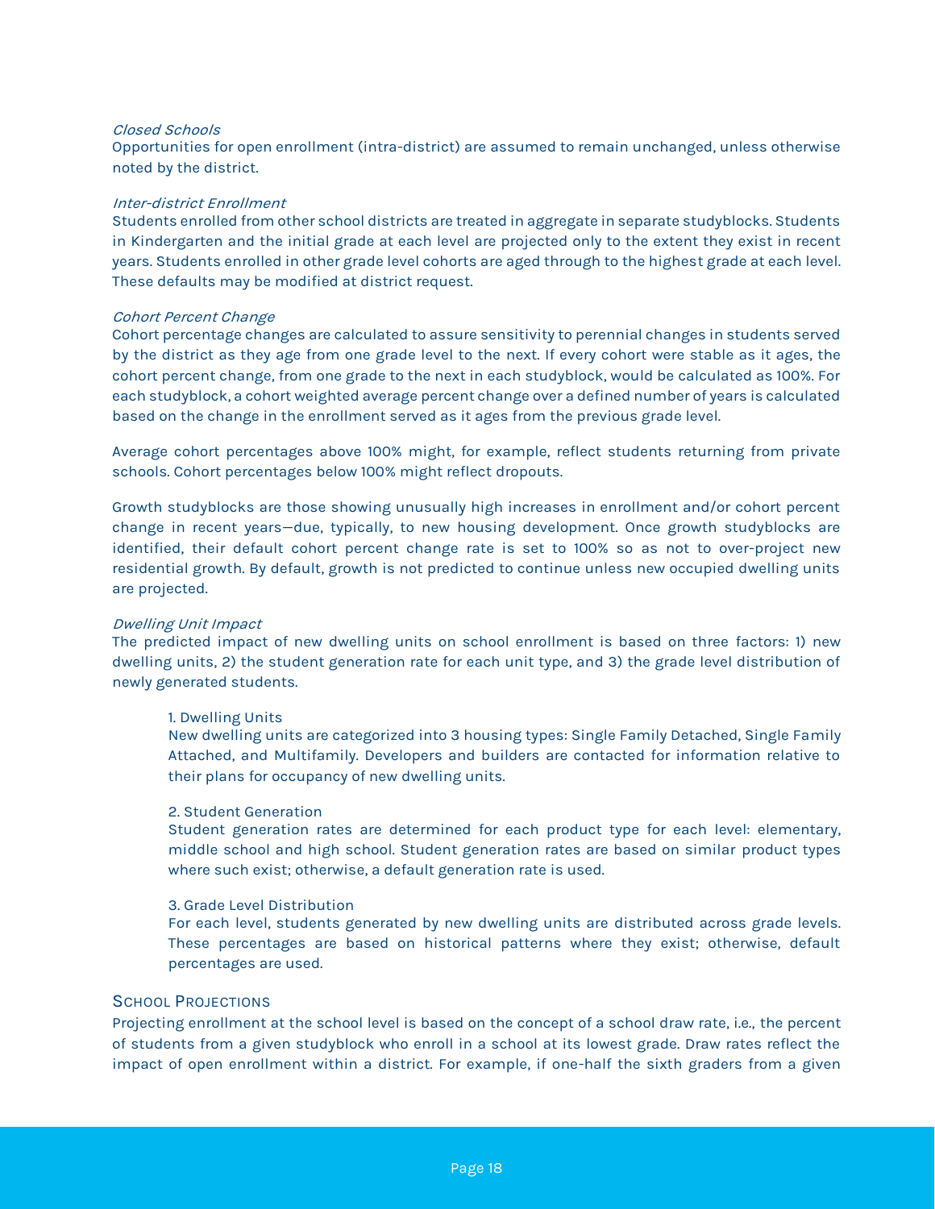*Closed Schools*

Opportunities for open enrollment (intra-district) are assumed to remain unchanged, unless otherwise noted by the district.

*Inter-district Enrollment*

Students enrolled from other school districts are treated in aggregate in separate studyblocks. Students in Kindergarten and the initial grade at each level are projected only to the extent they exist in recent years. Students enrolled in other grade level cohorts are aged through to the highest grade at each level. These defaults may be modified at district request.

*Cohort Percent Change*

Cohort percentage changes are calculated to assure sensitivity to perennial changes in students served by the district as they age from one grade level to the next. If every cohort were stable as it ages, the cohort percent change, from one grade to the next in each studyblock, would be calculated as 100%. For each studyblock, a cohort weighted average percent change over a defined number of years is calculated based on the change in the enrollment served as it ages from the previous grade level.

Average cohort percentages above 100% might, for example, reflect students returning from private schools. Cohort percentages below 100% might reflect dropouts.

Growth studyblocks are those showing unusually high increases in enrollment and/or cohort percent change in recent years—due, typically, to new housing development. Once growth studyblocks are identified, their default cohort percent change rate is set to 100% so as not to over-project new residential growth. By default, growth is not predicted to continue unless new occupied dwelling units are projected.

*Dwelling Unit Impact*

The predicted impact of new dwelling units on school enrollment is based on three factors: 1) new dwelling units, 2) the student generation rate for each unit type, and 3) the grade level distribution of newly generated students.

> 1. Dwelling Units
>
> New dwelling units are categorized into 3 housing types: Single Family Detached, Single Family Attached, and Multifamily. Developers and builders are contacted for information relative to their plans for occupancy of new dwelling units.
>
> 2. Student Generation
>
> Student generation rates are determined for each product type for each level: elementary, middle school and high school. Student generation rates are based on similar product types where such exist; otherwise, a default generation rate is used.
>
> 3. Grade Level Distribution
>
> For each level, students generated by new dwelling units are distributed across grade levels. These percentages are based on historical patterns where they exist; otherwise, default percentages are used.

## School Projections

Projecting enrollment at the school level is based on the concept of a school draw rate, i.e., the percent of students from a given studyblock who enroll in a school at its lowest grade. Draw rates reflect the impact of open enrollment within a district. For example, if one-half the sixth graders from a given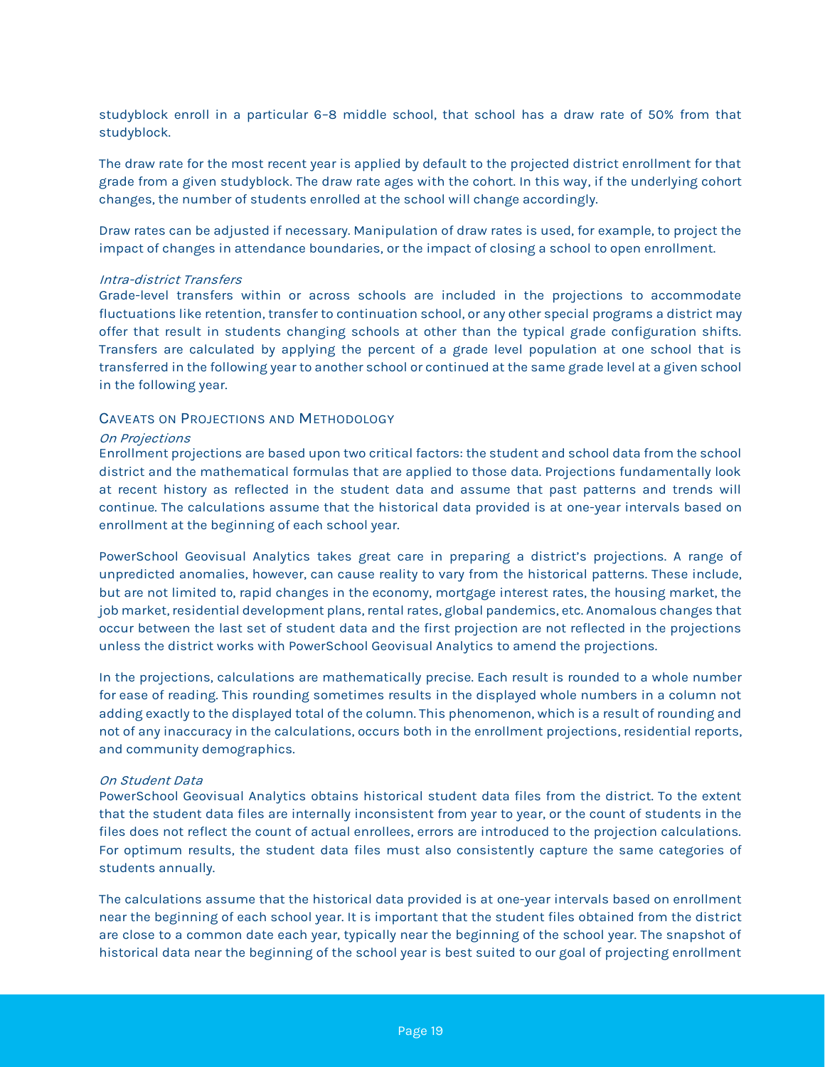studyblock enroll in a particular 6–8 middle school, that school has a draw rate of 50% from that studyblock.

The draw rate for the most recent year is applied by default to the projected district enrollment for that grade from a given studyblock. The draw rate ages with the cohort. In this way, if the underlying cohort changes, the number of students enrolled at the school will change accordingly.

Draw rates can be adjusted if necessary. Manipulation of draw rates is used, for example, to project the impact of changes in attendance boundaries, or the impact of closing a school to open enrollment.

*Intra-district Transfers*
Grade-level transfers within or across schools are included in the projections to accommodate fluctuations like retention, transfer to continuation school, or any other special programs a district may offer that result in students changing schools at other than the typical grade configuration shifts. Transfers are calculated by applying the percent of a grade level population at one school that is transferred in the following year to another school or continued at the same grade level at a given school in the following year.

## Caveats on Projections and Methodology

*On Projections*
Enrollment projections are based upon two critical factors: the student and school data from the school district and the mathematical formulas that are applied to those data. Projections fundamentally look at recent history as reflected in the student data and assume that past patterns and trends will continue. The calculations assume that the historical data provided is at one-year intervals based on enrollment at the beginning of each school year.

PowerSchool Geovisual Analytics takes great care in preparing a district's projections. A range of unpredicted anomalies, however, can cause reality to vary from the historical patterns. These include, but are not limited to, rapid changes in the economy, mortgage interest rates, the housing market, the job market, residential development plans, rental rates, global pandemics, etc. Anomalous changes that occur between the last set of student data and the first projection are not reflected in the projections unless the district works with PowerSchool Geovisual Analytics to amend the projections.

In the projections, calculations are mathematically precise. Each result is rounded to a whole number for ease of reading. This rounding sometimes results in the displayed whole numbers in a column not adding exactly to the displayed total of the column. This phenomenon, which is a result of rounding and not of any inaccuracy in the calculations, occurs both in the enrollment projections, residential reports, and community demographics.

*On Student Data*
PowerSchool Geovisual Analytics obtains historical student data files from the district. To the extent that the student data files are internally inconsistent from year to year, or the count of students in the files does not reflect the count of actual enrollees, errors are introduced to the projection calculations. For optimum results, the student data files must also consistently capture the same categories of students annually.

The calculations assume that the historical data provided is at one-year intervals based on enrollment near the beginning of each school year. It is important that the student files obtained from the district are close to a common date each year, typically near the beginning of the school year. The snapshot of historical data near the beginning of the school year is best suited to our goal of projecting enrollment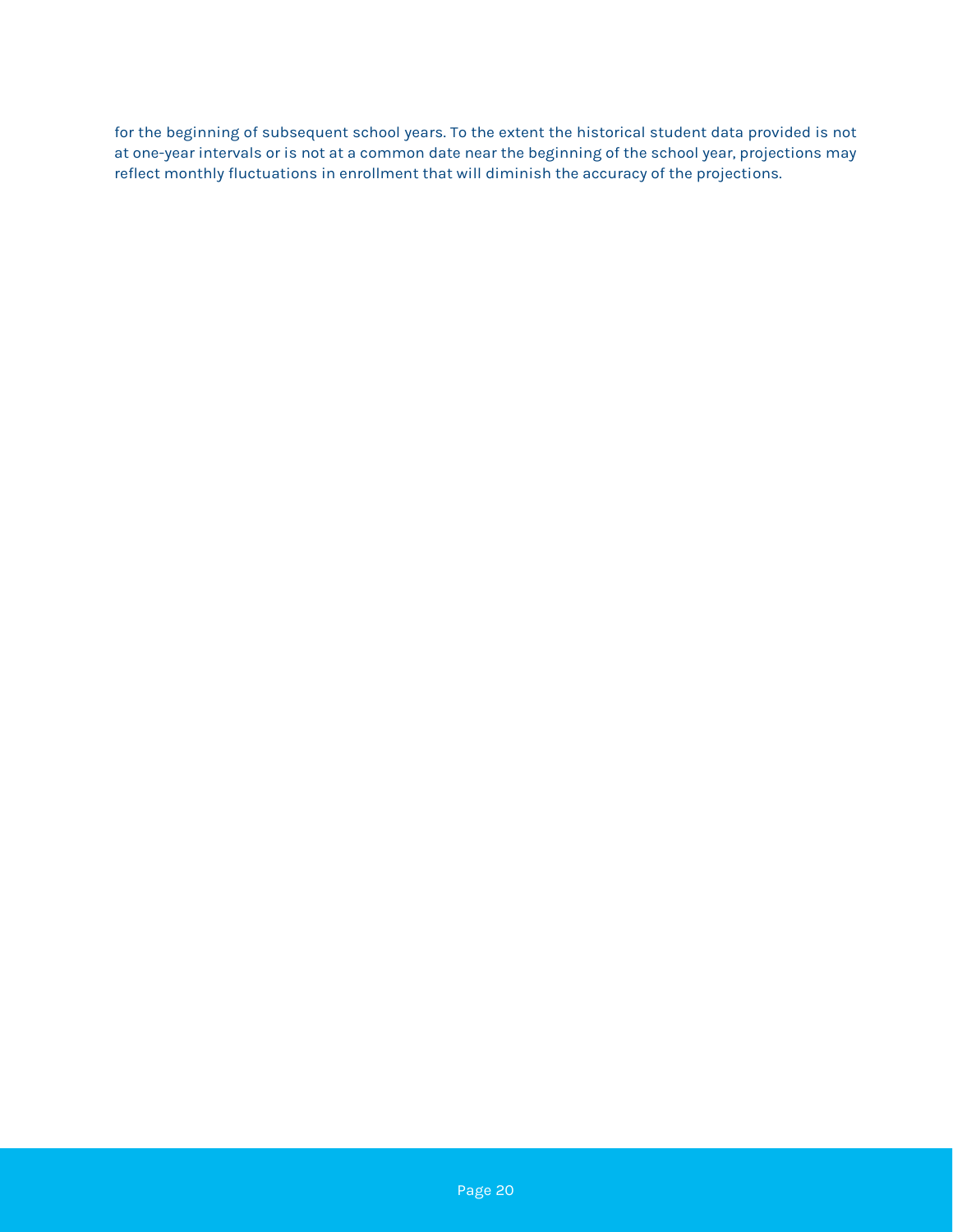for the beginning of subsequent school years. To the extent the historical student data provided is not at one-year intervals or is not at a common date near the beginning of the school year, projections may reflect monthly fluctuations in enrollment that will diminish the accuracy of the projections.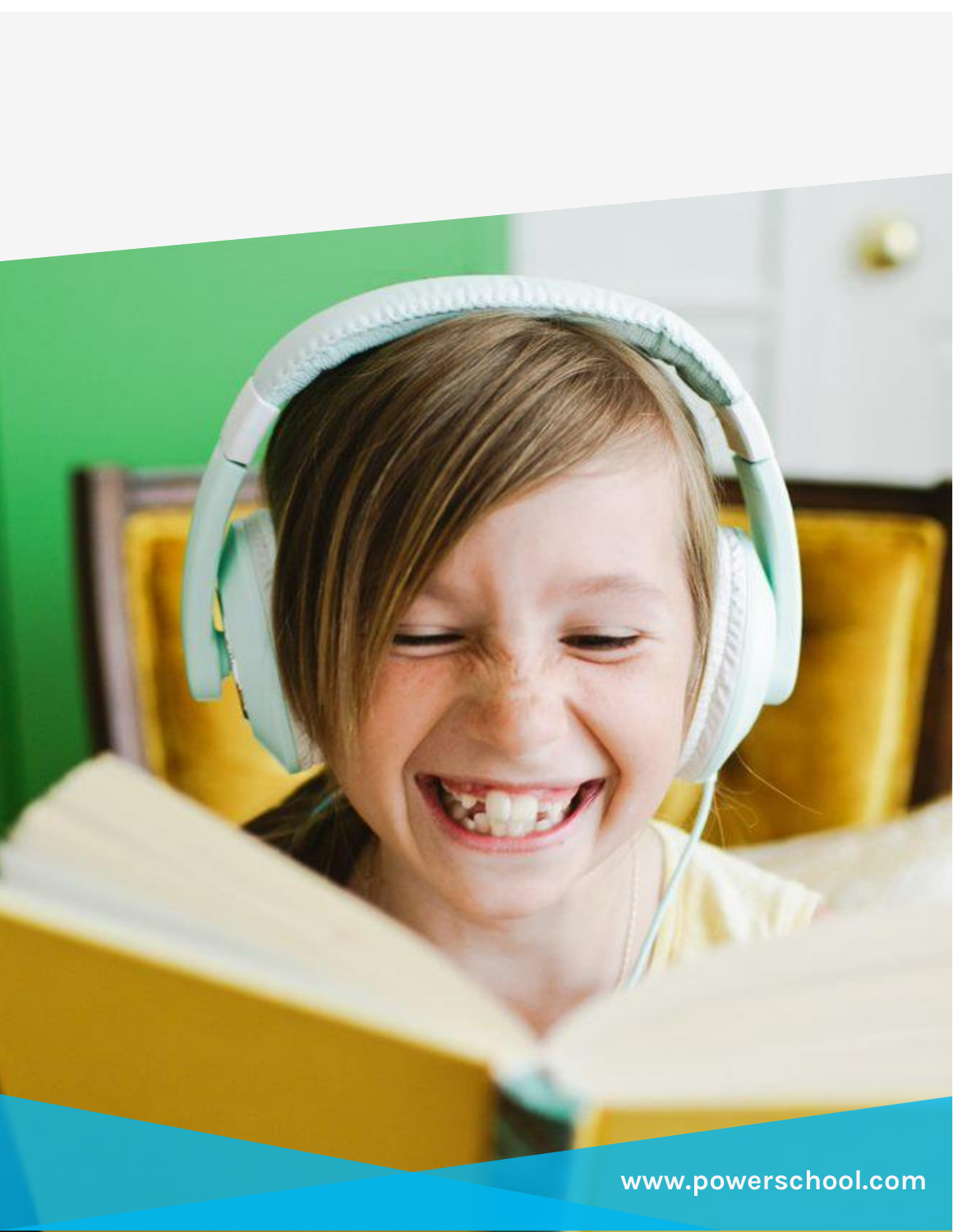www.powerschool.com